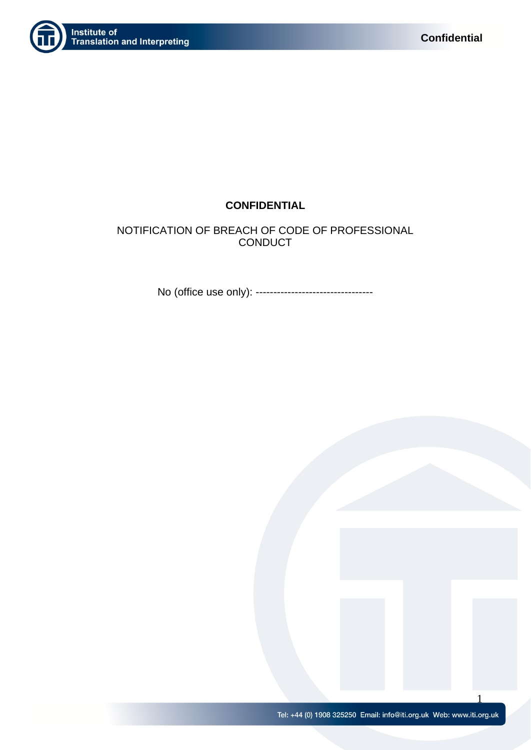**CONFIDENTIAL**

NOTIFICATION OF BREACH OF CODE OF PROFESSIONAL CONDUCT

No (office use only): ---------------------------------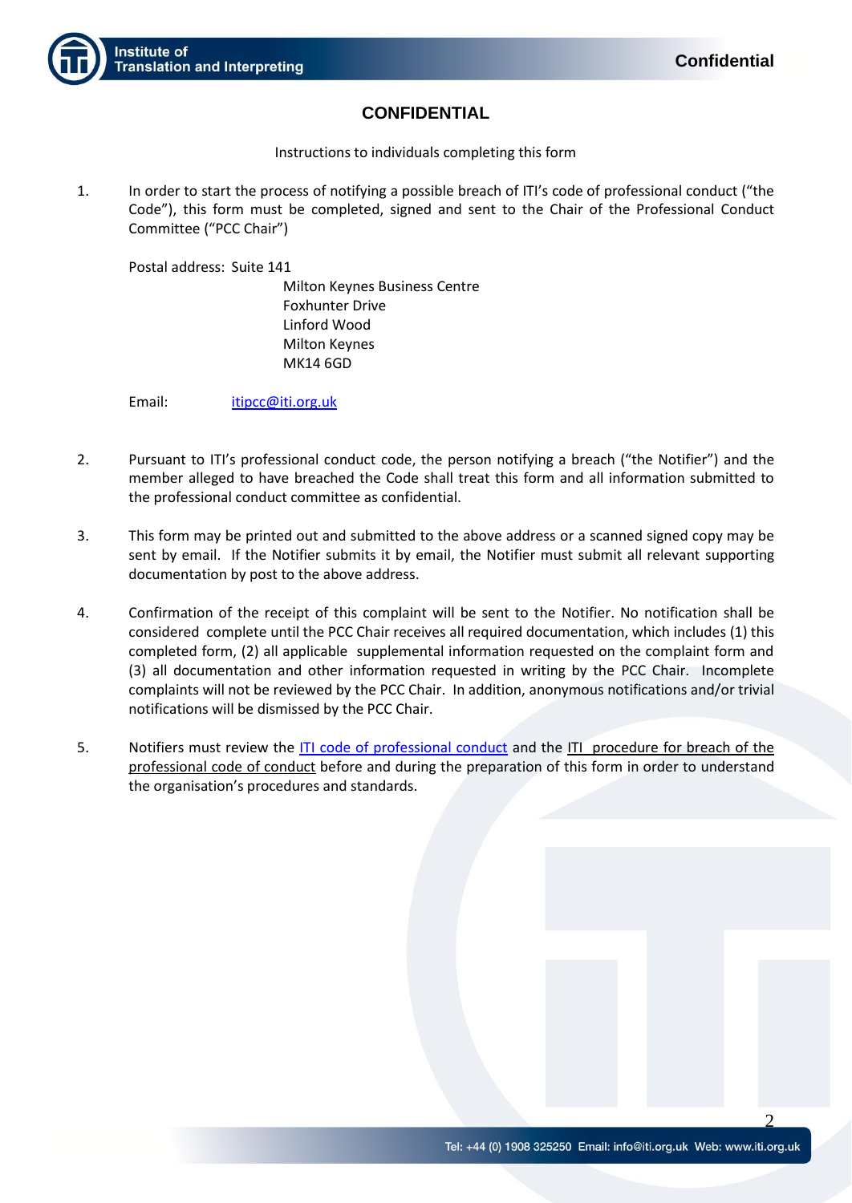# CONFIDENTIAL

Instructions to individuals completing this form

1. In order to start the process of notifying a possible breach of ITI's code of professional conduct ("the Code"), this form must be completed, signed and sent to the Chair of the Professional Conduct Committee ("PCC Chair")

   Postal address: Suite 141
   Milton Keynes Business Centre
   Foxhunter Drive
   Linford Wood
   Milton Keynes
   MK14 6GD

   Email: itipcc@iti.org.uk

2. Pursuant to ITI's professional conduct code, the person notifying a breach ("the Notifier") and the member alleged to have breached the Code shall treat this form and all information submitted to the professional conduct committee as confidential.

3. This form may be printed out and submitted to the above address or a scanned signed copy may be sent by email. If the Notifier submits it by email, the Notifier must submit all relevant supporting documentation by post to the above address.

4. Confirmation of the receipt of this complaint will be sent to the Notifier. No notification shall be considered complete until the PCC Chair receives all required documentation, which includes (1) this completed form, (2) all applicable supplemental information requested on the complaint form and (3) all documentation and other information requested in writing by the PCC Chair. Incomplete complaints will not be reviewed by the PCC Chair. In addition, anonymous notifications and/or trivial notifications will be dismissed by the PCC Chair.

5. Notifiers must review the ITI code of professional conduct and the ITI procedure for breach of the professional code of conduct before and during the preparation of this form in order to understand the organisation's procedures and standards.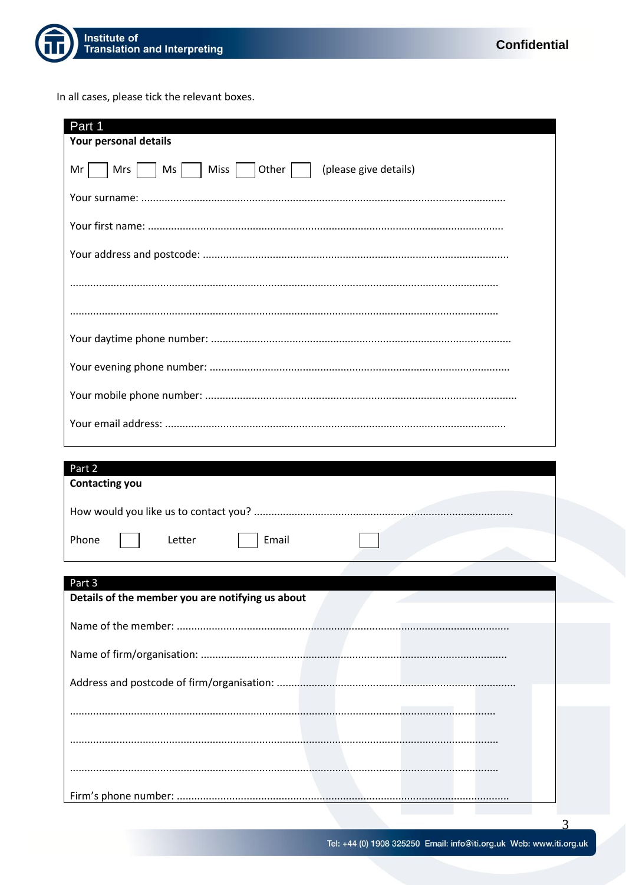In all cases, please tick the relevant boxes.

## Part 1

**Your personal details**

Mr ☐ Mrs ☐ Ms ☐ Miss ☐ Other ☐ (please give details)

Your surname: ..............................................................................................................................

Your first name: ...........................................................................................................................

Your address and postcode: .........................................................................................................

..................................................................................................................................................

..................................................................................................................................................

Your daytime phone number: .......................................................................................................

Your evening phone number: ........................................................................................................

Your mobile phone number: ...........................................................................................................

Your email address: .....................................................................................................................

## Part 2

**Contacting you**

How would you like us to contact you? .........................................................................................

Phone ☐ Letter ☐ Email ☐

## Part 3

**Details of the member you are notifying us about**

Name of the member: ..................................................................................................................

Name of firm/organisation: ..........................................................................................................

Address and postcode of firm/organisation: ...................................................................................

..................................................................................................................................................

..................................................................................................................................................

..................................................................................................................................................

Firm's phone number: ..................................................................................................................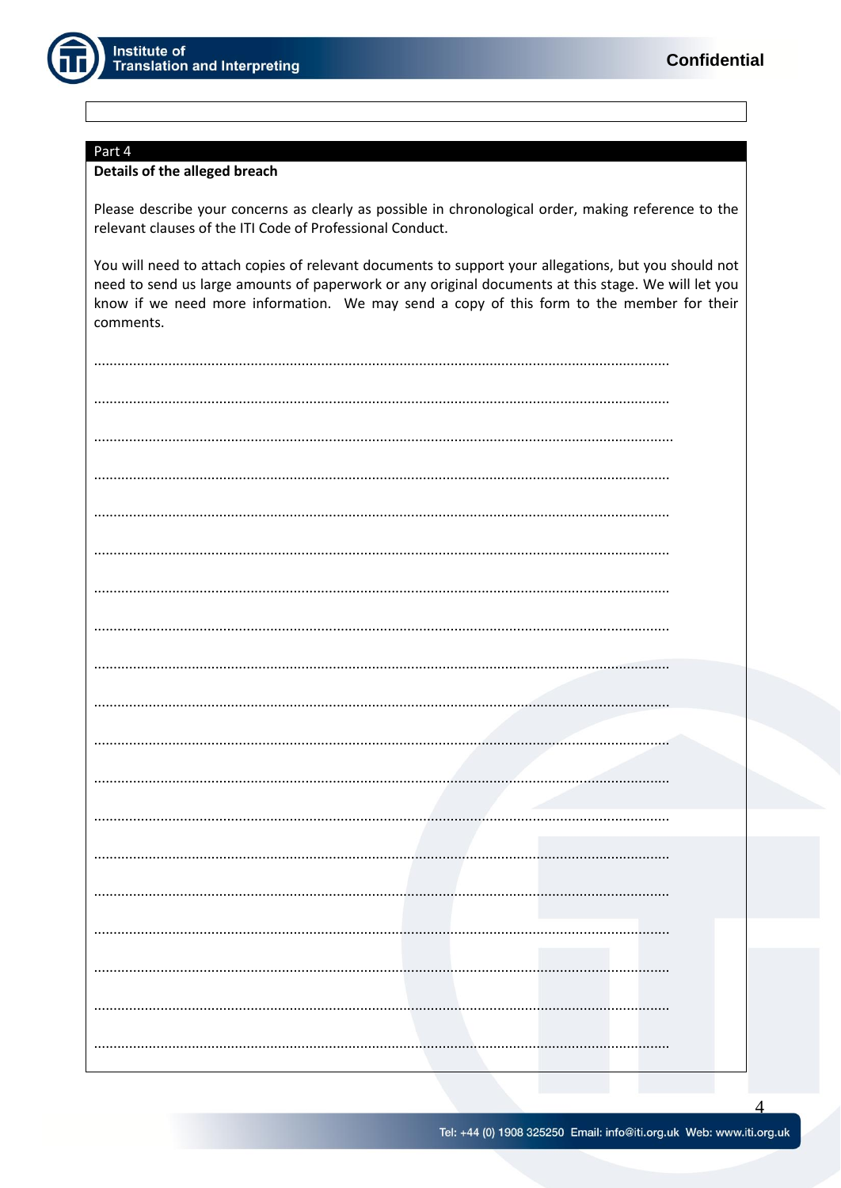Part 4

**Details of the alleged breach**

Please describe your concerns as clearly as possible in chronological order, making reference to the relevant clauses of the ITI Code of Professional Conduct.

You will need to attach copies of relevant documents to support your allegations, but you should not need to send us large amounts of paperwork or any original documents at this stage. We will let you know if we need more information. We may send a copy of this form to the member for their comments.

………………………………………………………………………………………………………………………………………

………………………………………………………………………………………………………………………………………

………………………………………………………………………………………………………………………………………

………………………………………………………………………………………………………………………………………

………………………………………………………………………………………………………………………………………

………………………………………………………………………………………………………………………………………

………………………………………………………………………………………………………………………………………

………………………………………………………………………………………………………………………………………

………………………………………………………………………………………………………………………………………

………………………………………………………………………………………………………………………………………

………………………………………………………………………………………………………………………………………

………………………………………………………………………………………………………………………………………

………………………………………………………………………………………………………………………………………

………………………………………………………………………………………………………………………………………

………………………………………………………………………………………………………………………………………

………………………………………………………………………………………………………………………………………

………………………………………………………………………………………………………………………………………

………………………………………………………………………………………………………………………………………

………………………………………………………………………………………………………………………………………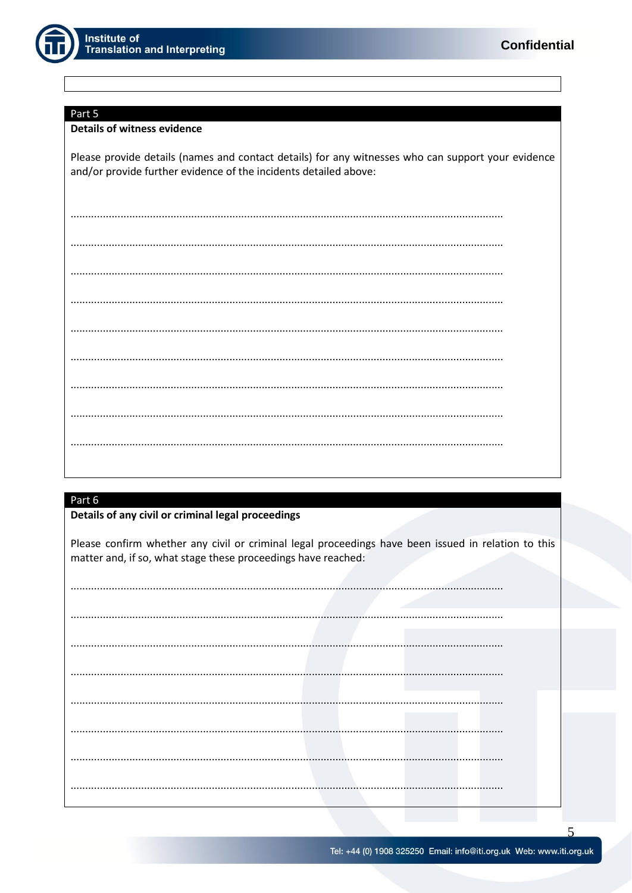## Part 5

**Details of witness evidence**

Please provide details (names and contact details) for any witnesses who can support your evidence and/or provide further evidence of the incidents detailed above:

……………………………………………………………………………………………………………………………

……………………………………………………………………………………………………………………………

……………………………………………………………………………………………………………………………

……………………………………………………………………………………………………………………………

……………………………………………………………………………………………………………………………

……………………………………………………………………………………………………………………………

……………………………………………………………………………………………………………………………

……………………………………………………………………………………………………………………………

……………………………………………………………………………………………………………………………

## Part 6

**Details of any civil or criminal legal proceedings**

Please confirm whether any civil or criminal legal proceedings have been issued in relation to this matter and, if so, what stage these proceedings have reached:

……………………………………………………………………………………………………………………………

……………………………………………………………………………………………………………………………

……………………………………………………………………………………………………………………………

……………………………………………………………………………………………………………………………

……………………………………………………………………………………………………………………………

……………………………………………………………………………………………………………………………

……………………………………………………………………………………………………………………………

……………………………………………………………………………………………………………………………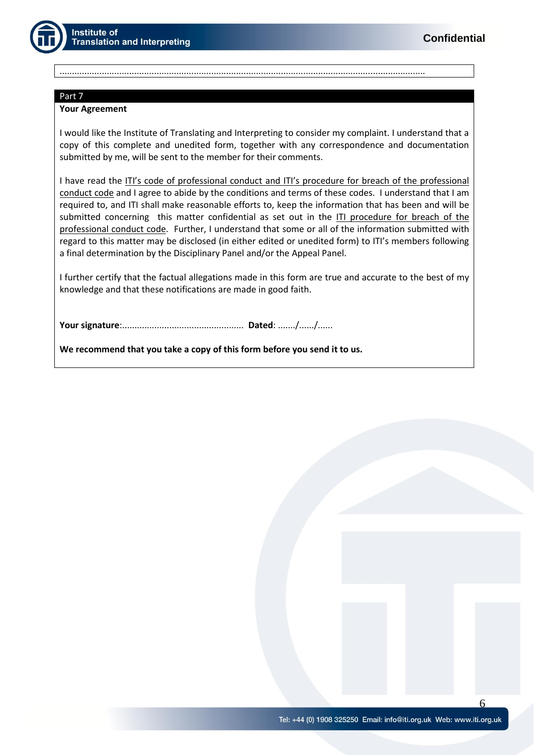................................................................................................................................................

## Part 7

**Your Agreement**

I would like the Institute of Translating and Interpreting to consider my complaint. I understand that a copy of this complete and unedited form, together with any correspondence and documentation submitted by me, will be sent to the member for their comments.

I have read the ITI's code of professional conduct and ITI's procedure for breach of the professional conduct code and I agree to abide by the conditions and terms of these codes. I understand that I am required to, and ITI shall make reasonable efforts to, keep the information that has been and will be submitted concerning this matter confidential as set out in the ITI procedure for breach of the professional conduct code. Further, I understand that some or all of the information submitted with regard to this matter may be disclosed (in either edited or unedited form) to ITI's members following a final determination by the Disciplinary Panel and/or the Appeal Panel.

I further certify that the factual allegations made in this form are true and accurate to the best of my knowledge and that these notifications are made in good faith.

**Your signature**:................................................. **Dated**: ......./....../......

**We recommend that you take a copy of this form before you send it to us.**